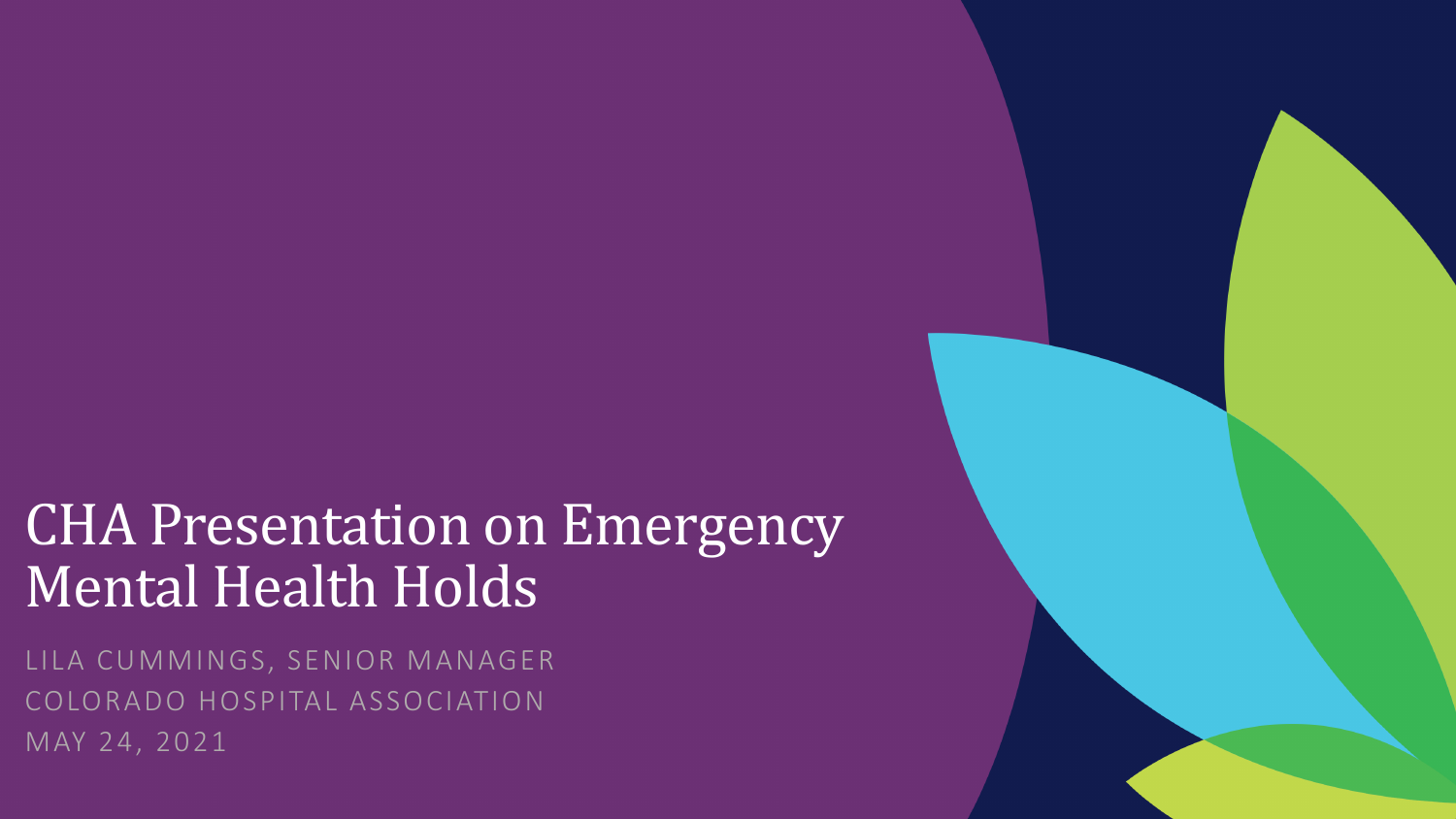# CHA Presentation on Emergency Mental Health Holds

LILA CUMMINGS, SENIOR MANAGER

COLORADO HOSPITAL ASSOCIATION

MAY 24, 2021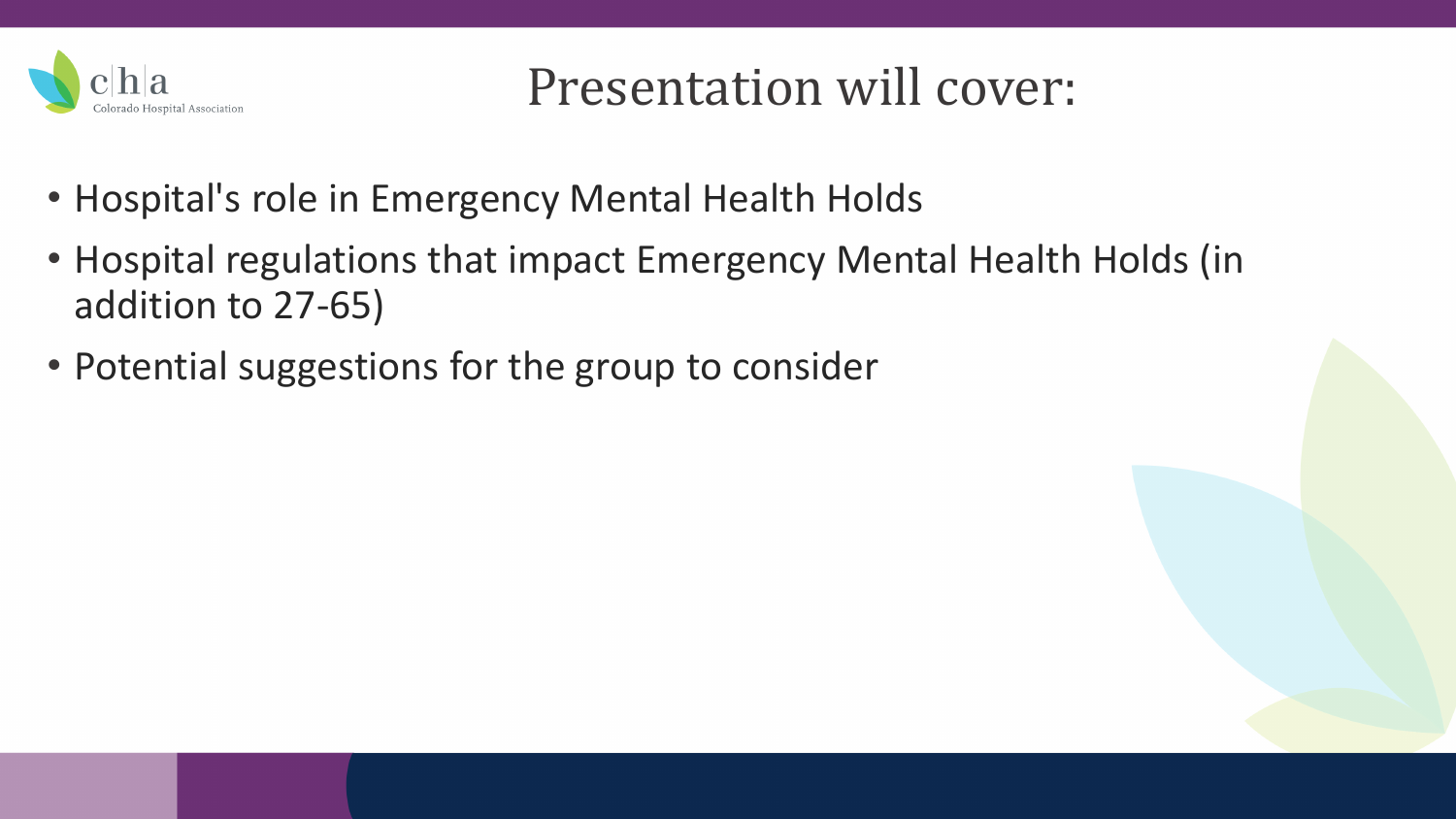# Presentation will cover:

- Hospital's role in Emergency Mental Health Holds
- Hospital regulations that impact Emergency Mental Health Holds (in addition to 27-65)
- Potential suggestions for the group to consider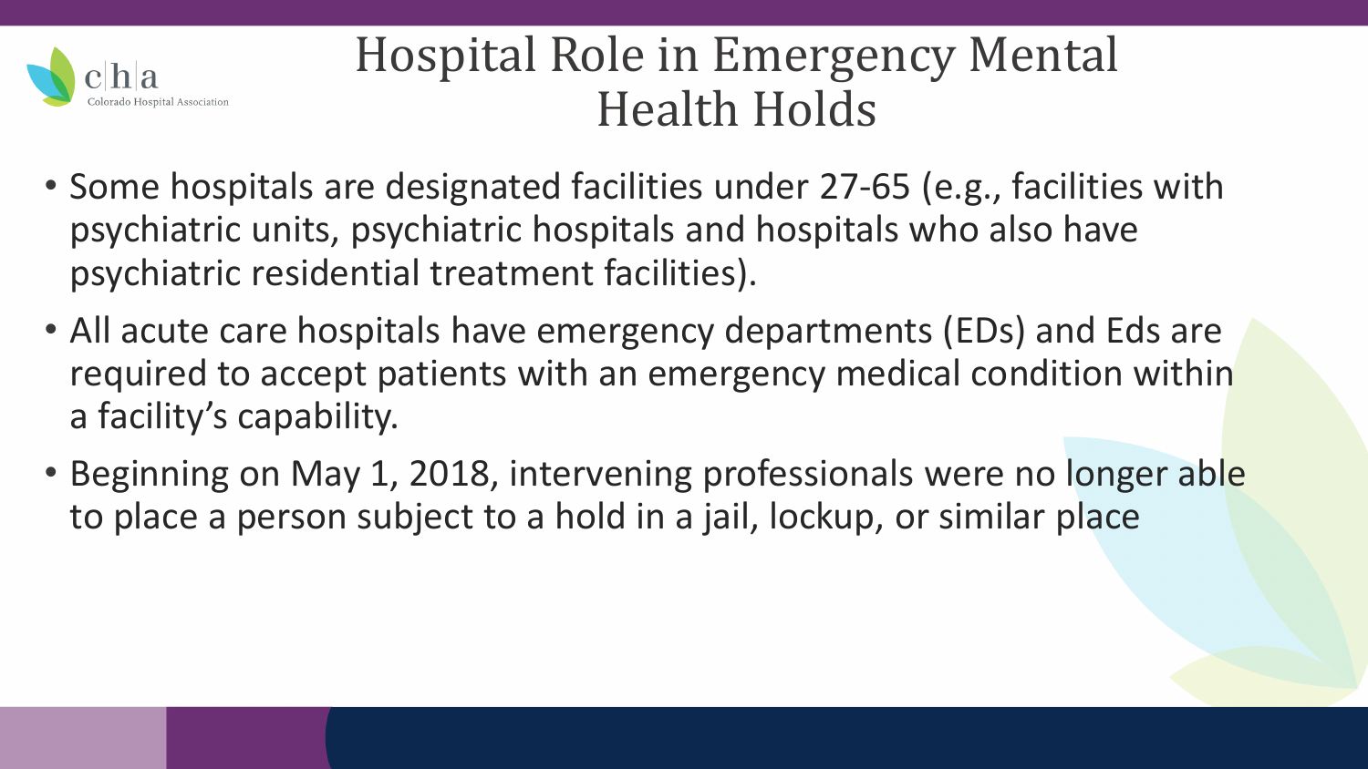# Hospital Role in Emergency Mental Health Holds

- Some hospitals are designated facilities under 27-65 (e.g., facilities with psychiatric units, psychiatric hospitals and hospitals who also have psychiatric residential treatment facilities).
- All acute care hospitals have emergency departments (EDs) and Eds are required to accept patients with an emergency medical condition within a facility's capability.
- Beginning on May 1, 2018, intervening professionals were no longer able to place a person subject to a hold in a jail, lockup, or similar place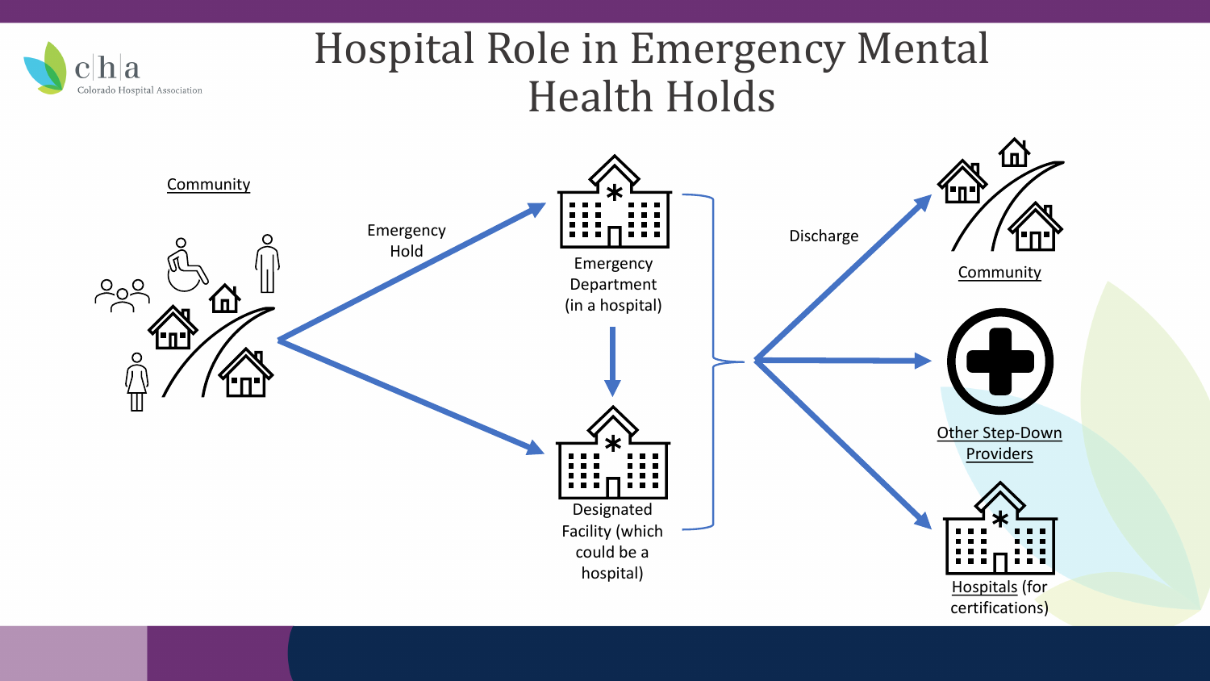# Hospital Role in Emergency Mental Health Holds

Community

Emergency Hold

Emergency Department (in a hospital)

Designated Facility (which could be a hospital)

Discharge

Community

Other Step-Down Providers

Hospitals (for certifications)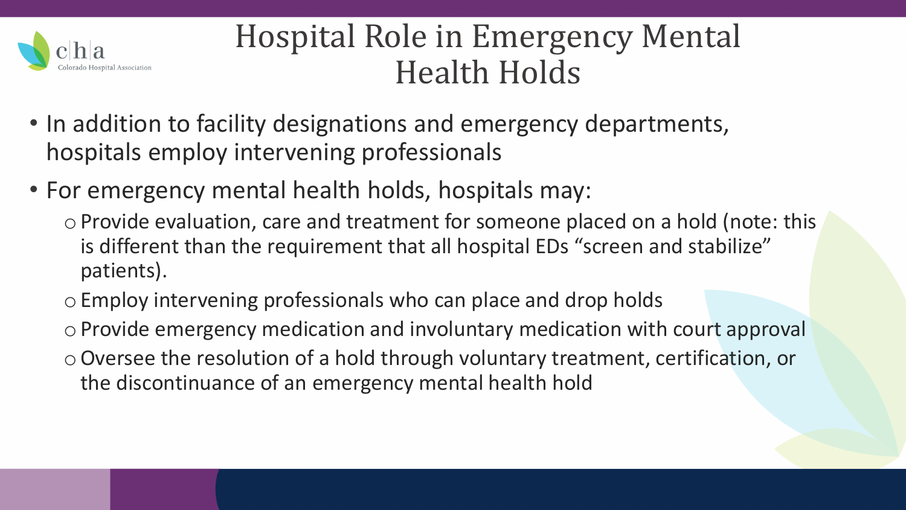# Hospital Role in Emergency Mental Health Holds

- In addition to facility designations and emergency departments, hospitals employ intervening professionals
- For emergency mental health holds, hospitals may:
  - Provide evaluation, care and treatment for someone placed on a hold (note: this is different than the requirement that all hospital EDs "screen and stabilize" patients).
  - Employ intervening professionals who can place and drop holds
  - Provide emergency medication and involuntary medication with court approval
  - Oversee the resolution of a hold through voluntary treatment, certification, or the discontinuance of an emergency mental health hold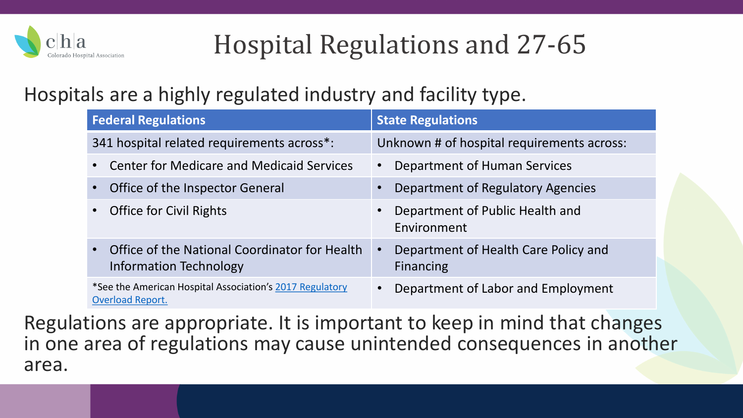# Hospital Regulations and 27-65

Hospitals are a highly regulated industry and facility type.

| Federal Regulations | State Regulations |
|---|---|
| 341 hospital related requirements across*: | Unknown # of hospital requirements across: |
| • Center for Medicare and Medicaid Services | • Department of Human Services |
| • Office of the Inspector General | • Department of Regulatory Agencies |
| • Office for Civil Rights | • Department of Public Health and Environment |
| • Office of the National Coordinator for Health Information Technology | • Department of Health Care Policy and Financing |
| *See the American Hospital Association's 2017 Regulatory Overload Report. | • Department of Labor and Employment |

Regulations are appropriate. It is important to keep in mind that changes in one area of regulations may cause unintended consequences in another area.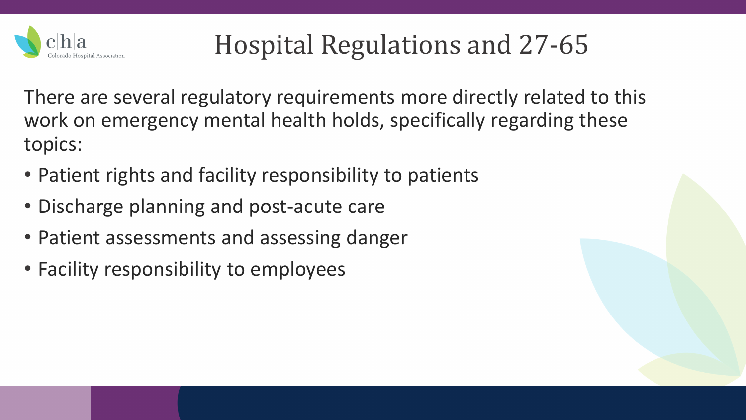# Hospital Regulations and 27-65

There are several regulatory requirements more directly related to this work on emergency mental health holds, specifically regarding these topics:

- Patient rights and facility responsibility to patients
- Discharge planning and post-acute care
- Patient assessments and assessing danger
- Facility responsibility to employees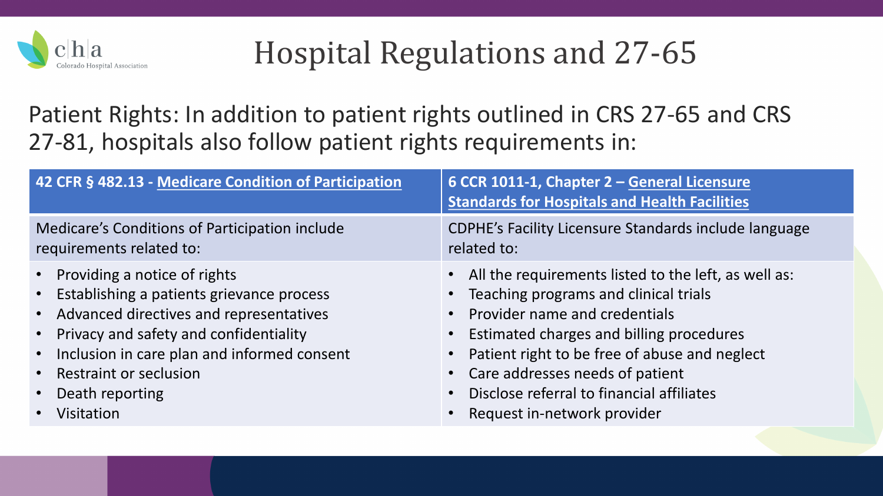# Hospital Regulations and 27-65

Patient Rights: In addition to patient rights outlined in CRS 27-65 and CRS 27-81, hospitals also follow patient rights requirements in:

| 42 CFR § 482.13 - Medicare Condition of Participation | 6 CCR 1011-1, Chapter 2 – General Licensure Standards for Hospitals and Health Facilities |
|---|---|
| Medicare's Conditions of Participation include requirements related to: | CDPHE's Facility Licensure Standards include language related to: |
| • Providing a notice of rights<br>• Establishing a patients grievance process<br>• Advanced directives and representatives<br>• Privacy and safety and confidentiality<br>• Inclusion in care plan and informed consent<br>• Restraint or seclusion<br>• Death reporting<br>• Visitation | • All the requirements listed to the left, as well as:<br>• Teaching programs and clinical trials<br>• Provider name and credentials<br>• Estimated charges and billing procedures<br>• Patient right to be free of abuse and neglect<br>• Care addresses needs of patient<br>• Disclose referral to financial affiliates<br>• Request in-network provider |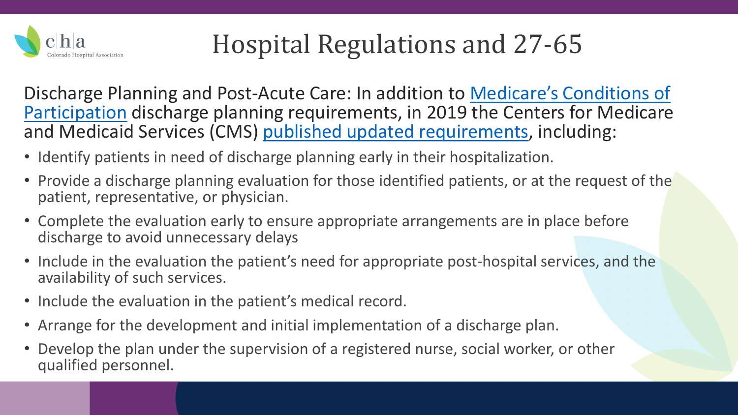# Hospital Regulations and 27-65

Discharge Planning and Post-Acute Care: In addition to Medicare's Conditions of Participation discharge planning requirements, in 2019 the Centers for Medicare and Medicaid Services (CMS) published updated requirements, including:

- Identify patients in need of discharge planning early in their hospitalization.
- Provide a discharge planning evaluation for those identified patients, or at the request of the patient, representative, or physician.
- Complete the evaluation early to ensure appropriate arrangements are in place before discharge to avoid unnecessary delays
- Include in the evaluation the patient's need for appropriate post-hospital services, and the availability of such services.
- Include the evaluation in the patient's medical record.
- Arrange for the development and initial implementation of a discharge plan.
- Develop the plan under the supervision of a registered nurse, social worker, or other qualified personnel.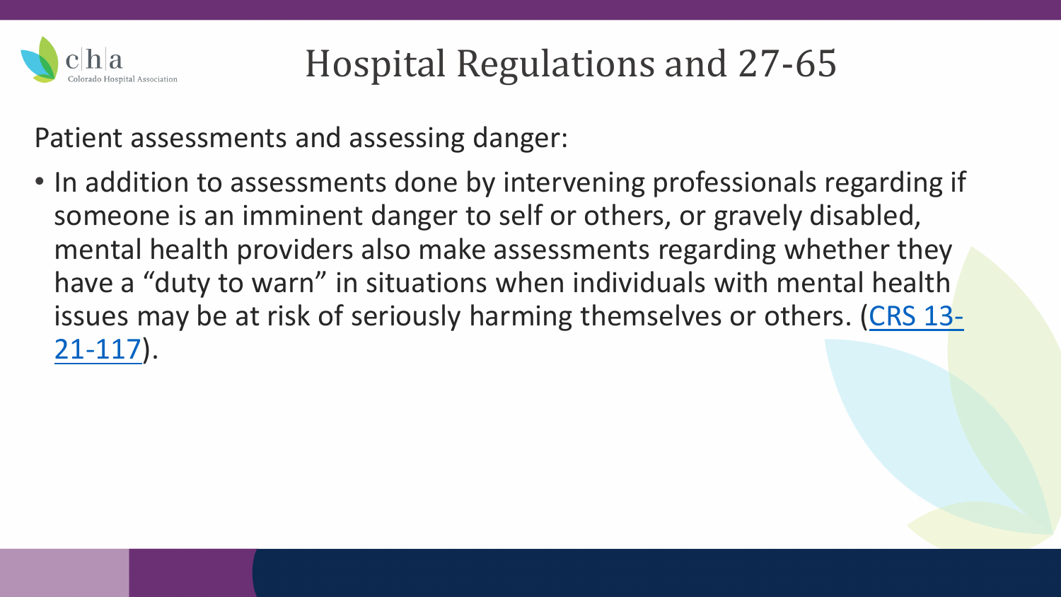# Hospital Regulations and 27-65

Patient assessments and assessing danger:

- In addition to assessments done by intervening professionals regarding if someone is an imminent danger to self or others, or gravely disabled, mental health providers also make assessments regarding whether they have a "duty to warn" in situations when individuals with mental health issues may be at risk of seriously harming themselves or others. (CRS 13-21-117).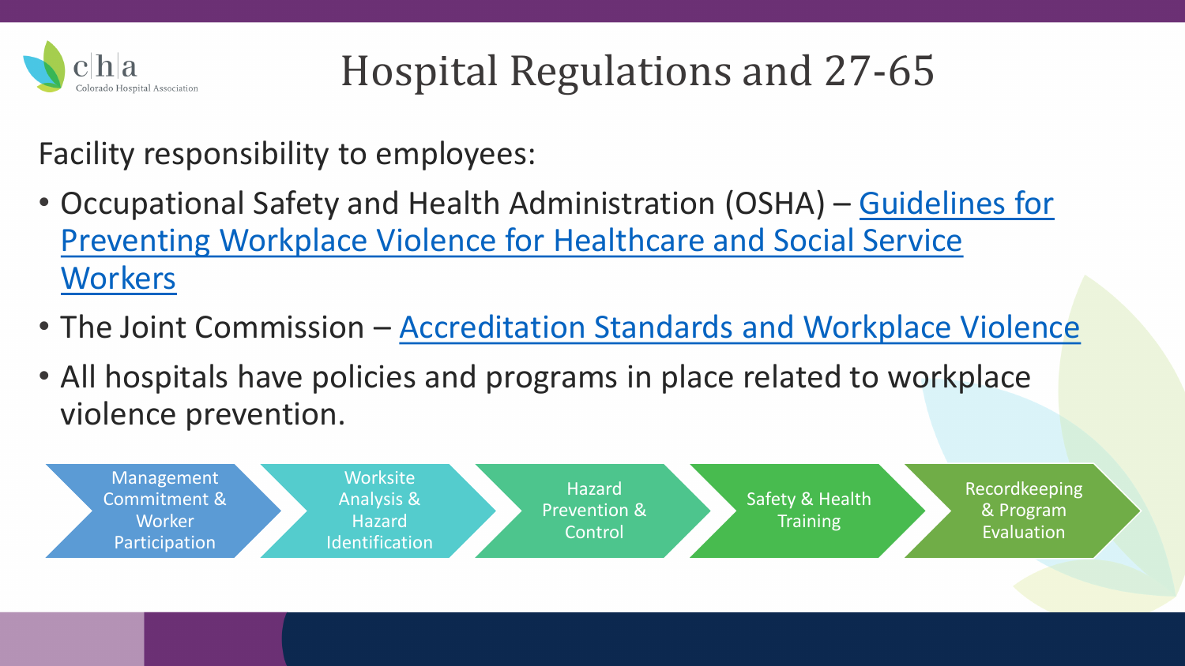# Hospital Regulations and 27-65

Facility responsibility to employees:

- Occupational Safety and Health Administration (OSHA) – Guidelines for Preventing Workplace Violence for Healthcare and Social Service Workers
- The Joint Commission – Accreditation Standards and Workplace Violence
- All hospitals have policies and programs in place related to workplace violence prevention.

Management Commitment & Worker Participation → Worksite Analysis & Hazard Identification → Hazard Prevention & Control → Safety & Health Training → Recordkeeping & Program Evaluation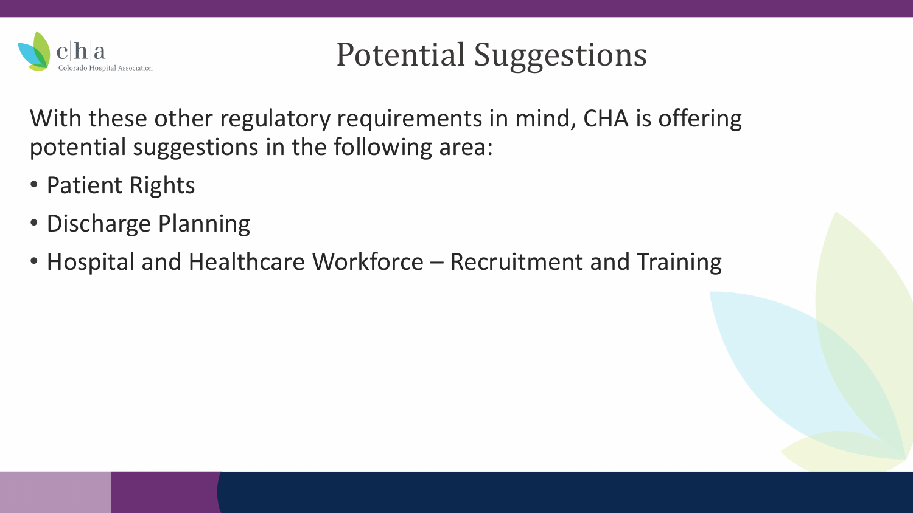# Potential Suggestions

With these other regulatory requirements in mind, CHA is offering potential suggestions in the following area:

- Patient Rights
- Discharge Planning
- Hospital and Healthcare Workforce – Recruitment and Training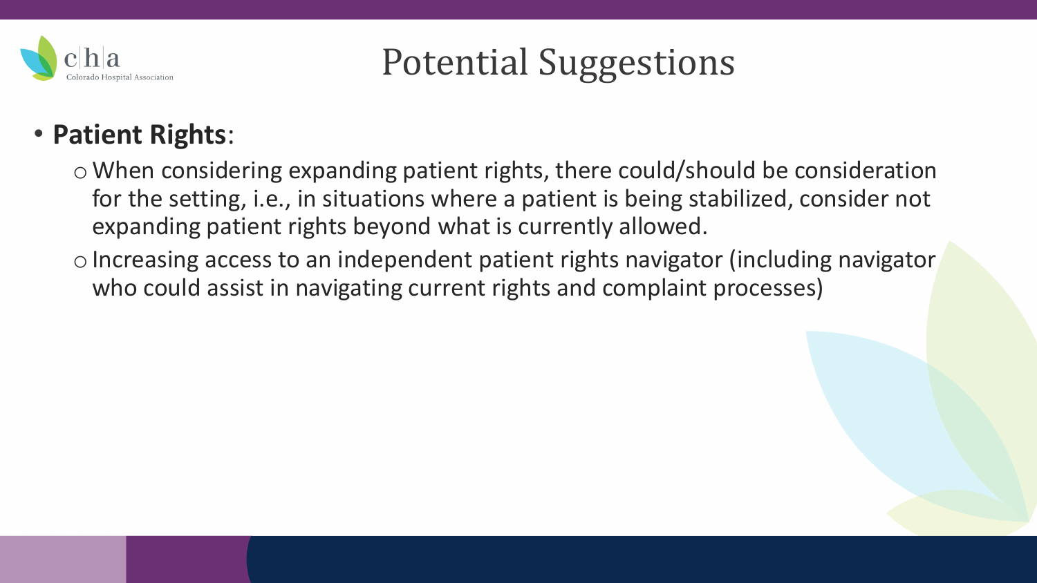# Potential Suggestions

- **Patient Rights**:
  - When considering expanding patient rights, there could/should be consideration for the setting, i.e., in situations where a patient is being stabilized, consider not expanding patient rights beyond what is currently allowed.
  - Increasing access to an independent patient rights navigator (including navigator who could assist in navigating current rights and complaint processes)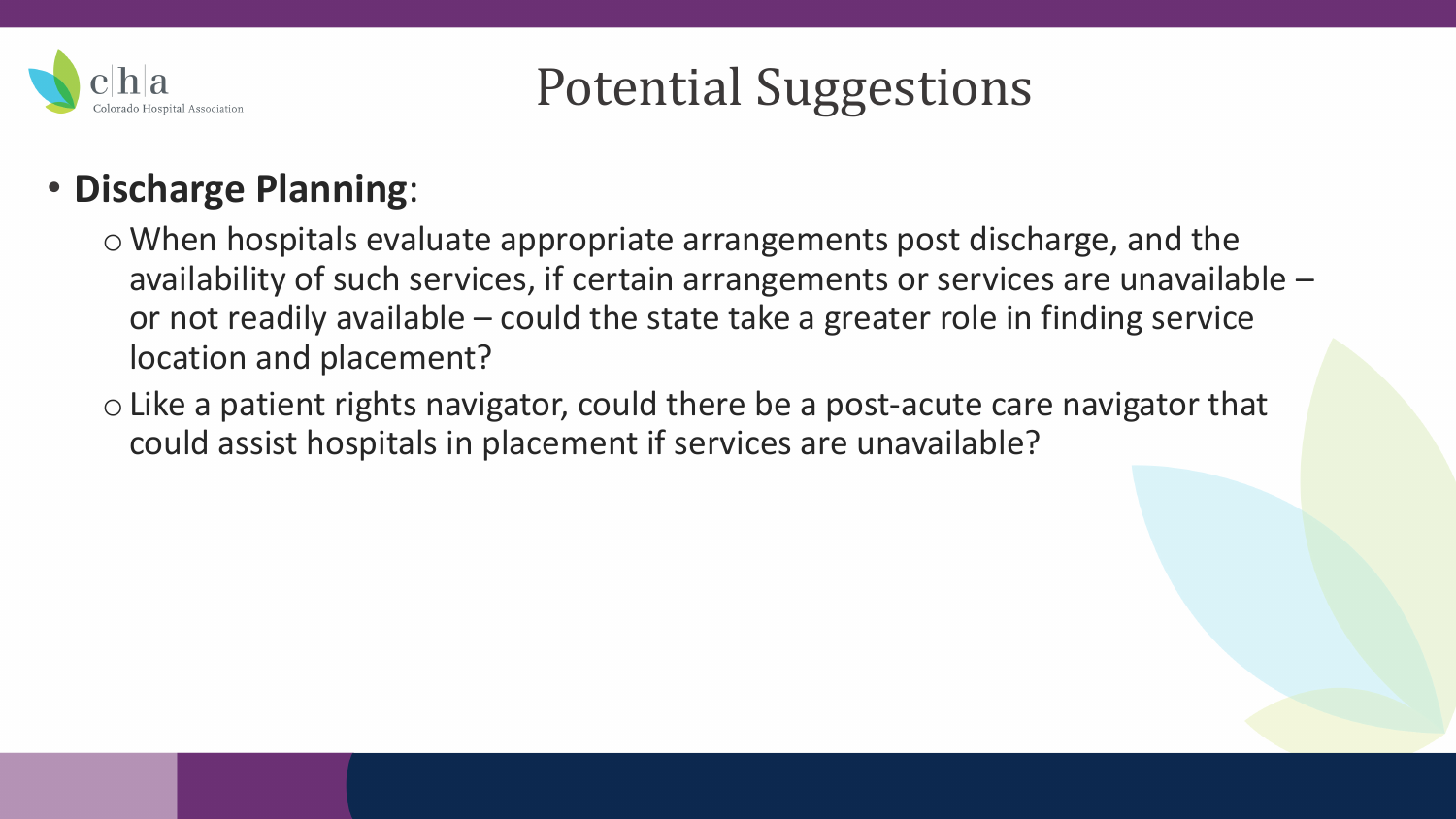# Potential Suggestions

- **Discharge Planning**:
  - When hospitals evaluate appropriate arrangements post discharge, and the availability of such services, if certain arrangements or services are unavailable – or not readily available – could the state take a greater role in finding service location and placement?
  - Like a patient rights navigator, could there be a post-acute care navigator that could assist hospitals in placement if services are unavailable?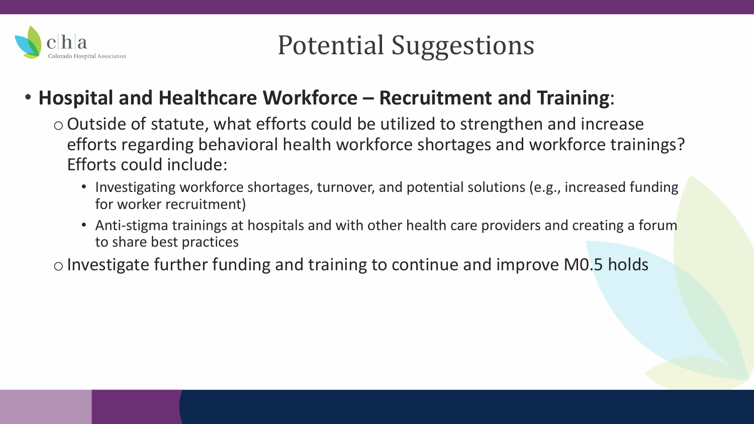# Potential Suggestions

- **Hospital and Healthcare Workforce – Recruitment and Training**:
  - Outside of statute, what efforts could be utilized to strengthen and increase efforts regarding behavioral health workforce shortages and workforce trainings? Efforts could include:
    - Investigating workforce shortages, turnover, and potential solutions (e.g., increased funding for worker recruitment)
    - Anti-stigma trainings at hospitals and with other health care providers and creating a forum to share best practices
  - Investigate further funding and training to continue and improve M0.5 holds